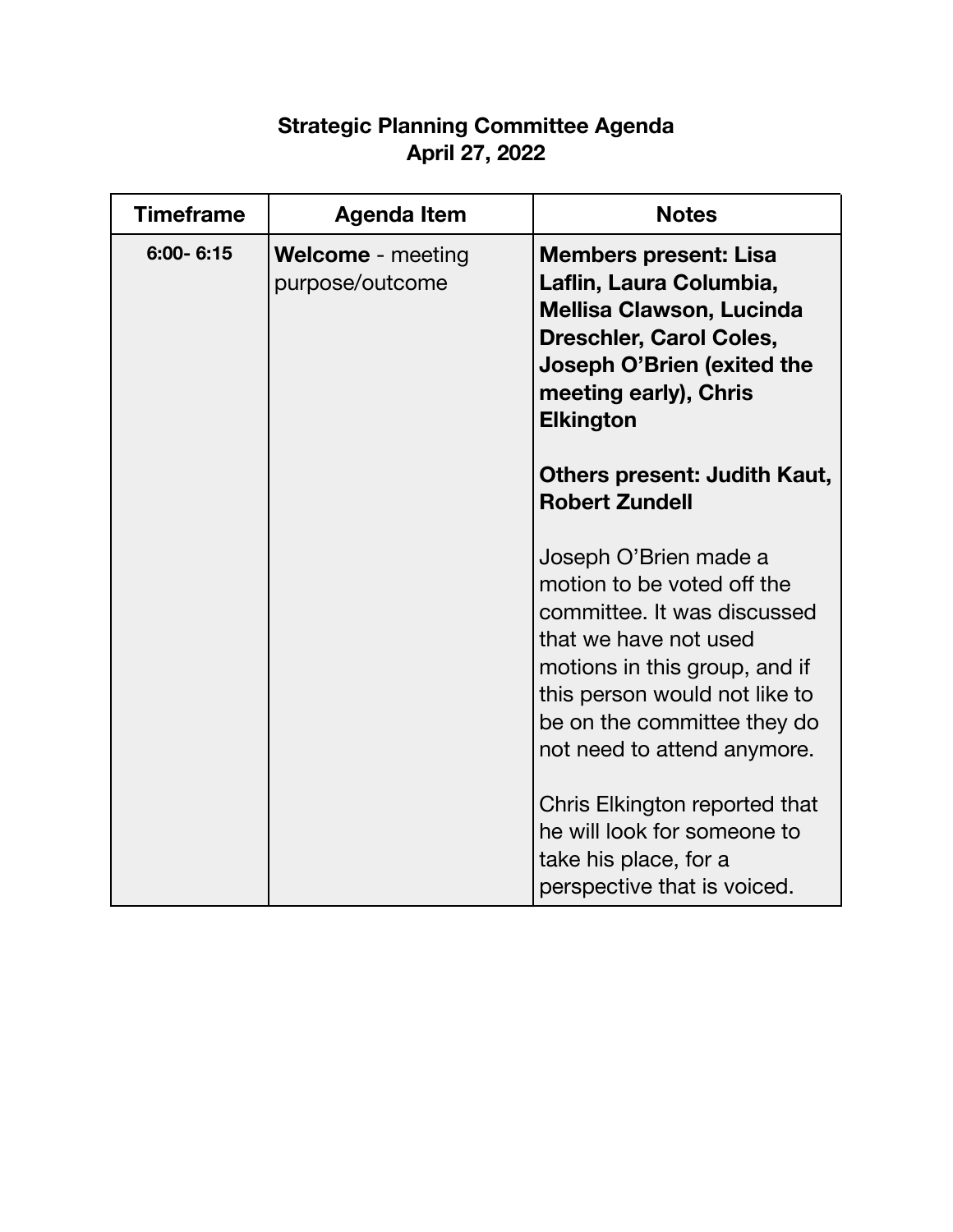# Strategic Planning Committee Agenda
## April 27, 2022

| Timeframe | Agenda Item | Notes |
|---|---|---|
| 6:00- 6:15 | **Welcome** - meeting purpose/outcome | **Members present: Lisa Laflin, Laura Columbia, Mellisa Clawson, Lucinda Dreschler, Carol Coles, Joseph O'Brien (exited the meeting early), Chris Elkington**<br><br>**Others present: Judith Kaut, Robert Zundell**<br><br>Joseph O'Brien made a motion to be voted off the committee. It was discussed that we have not used motions in this group, and if this person would not like to be on the committee they do not need to attend anymore.<br><br>Chris Elkington reported that he will look for someone to take his place, for a perspective that is voiced. |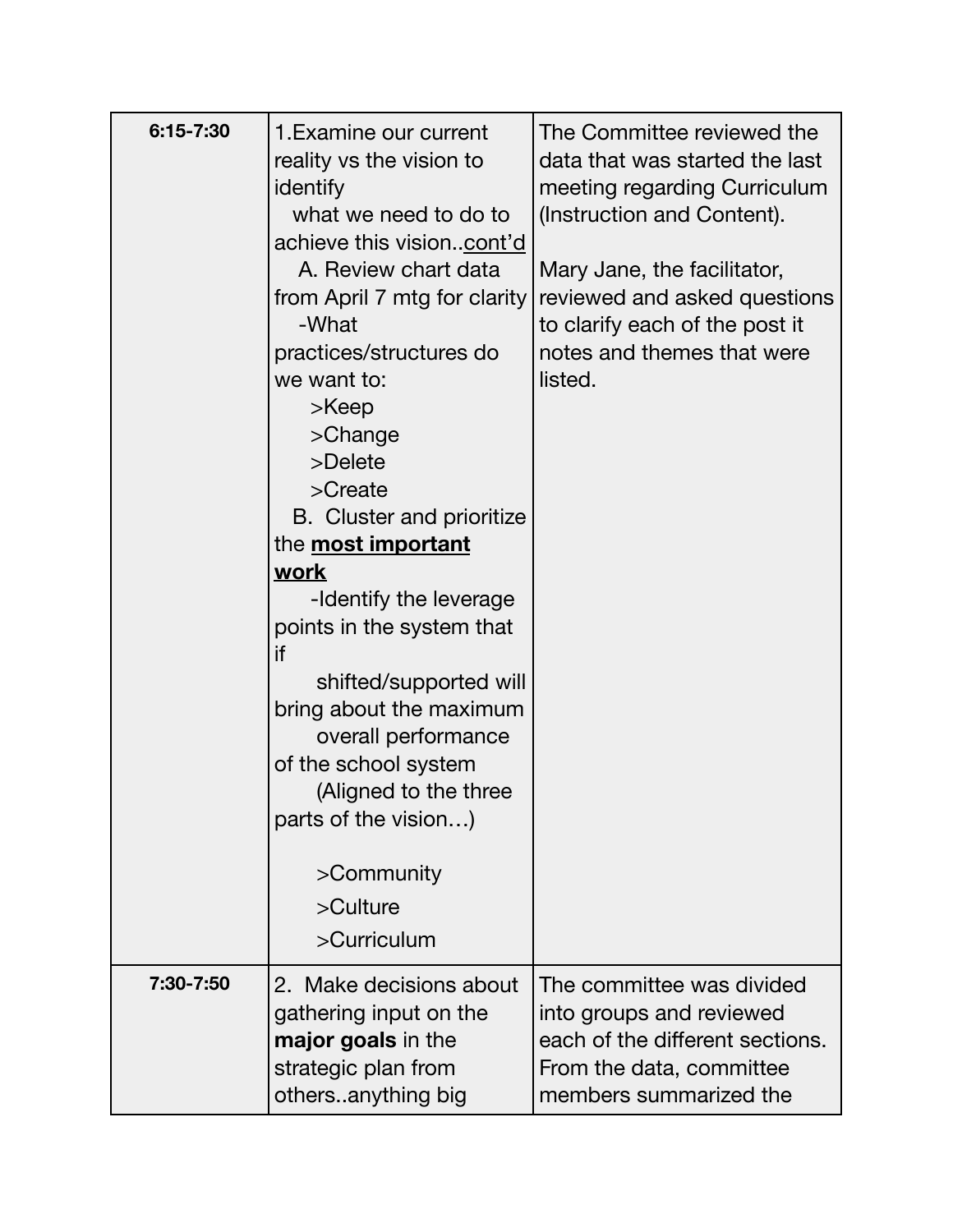| 6:15-7:30 | 1.Examine our current reality vs the vision to identify what we need to do to achieve this vision..<u>cont'd</u><br>A. Review chart data from April 7 mtg for clarity<br>-What practices/structures do we want to:<br>>Keep<br>>Change<br>>Delete<br>>Create<br>B. Cluster and prioritize the <u>**most important work**</u><br>-Identify the leverage points in the system that if shifted/supported will bring about the maximum overall performance of the school system<br>(Aligned to the three parts of the vision…)<br><br>>Community<br>>Culture<br>>Curriculum | The Committee reviewed the data that was started the last meeting regarding Curriculum (Instruction and Content).<br><br>Mary Jane, the facilitator, reviewed and asked questions to clarify each of the post it notes and themes that were listed. |
|---|---|---|
| 7:30-7:50 | 2. Make decisions about gathering input on the **major goals** in the strategic plan from others..anything big | The committee was divided into groups and reviewed each of the different sections. From the data, committee members summarized the |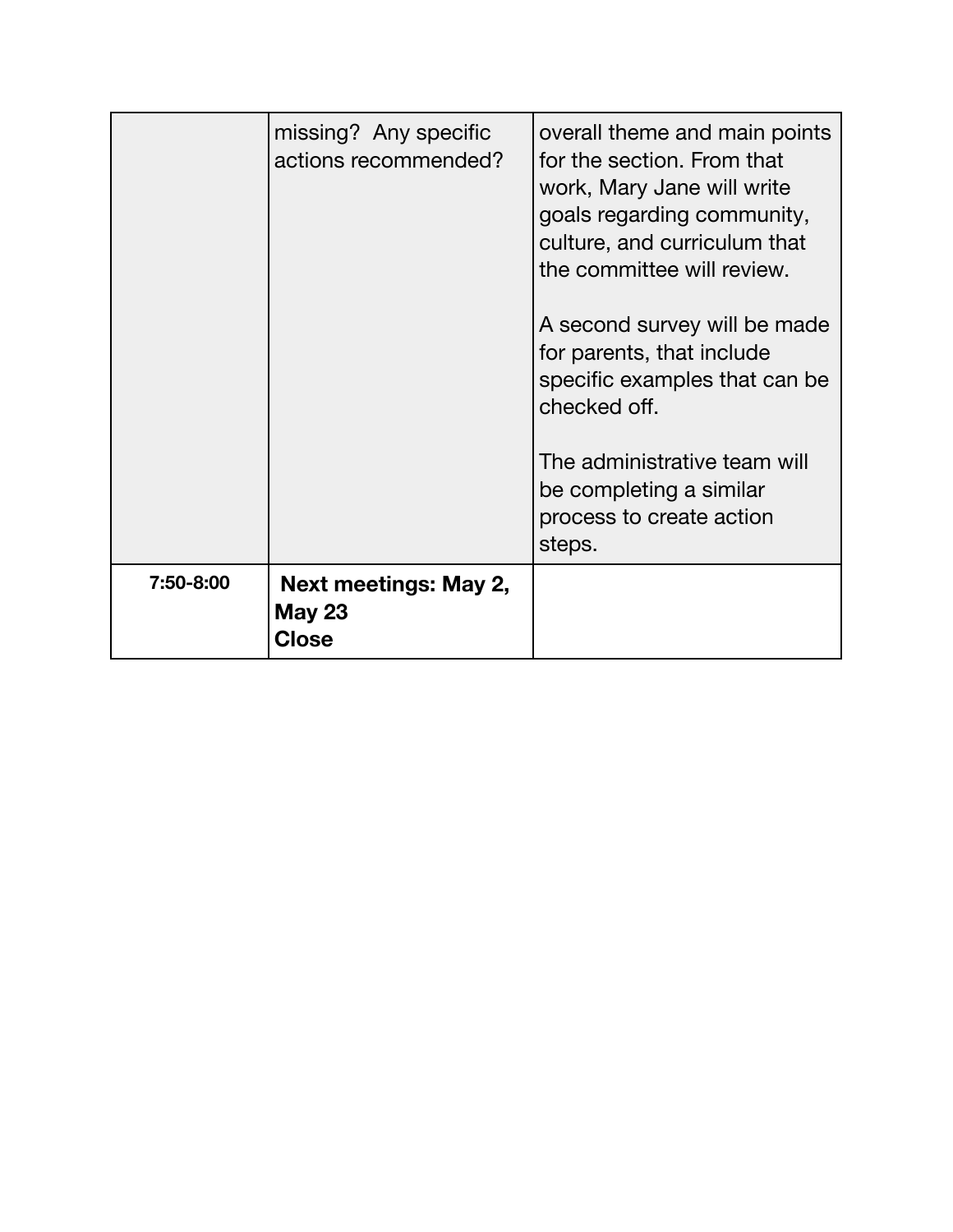| | | |
|---|---|---|
| | missing? Any specific actions recommended? | overall theme and main points for the section. From that work, Mary Jane will write goals regarding community, culture, and curriculum that the committee will review.<br><br>A second survey will be made for parents, that include specific examples that can be checked off.<br><br>The administrative team will be completing a similar process to create action steps. |
| **7:50-8:00** | **Next meetings: May 2, May 23**<br>**Close** | |